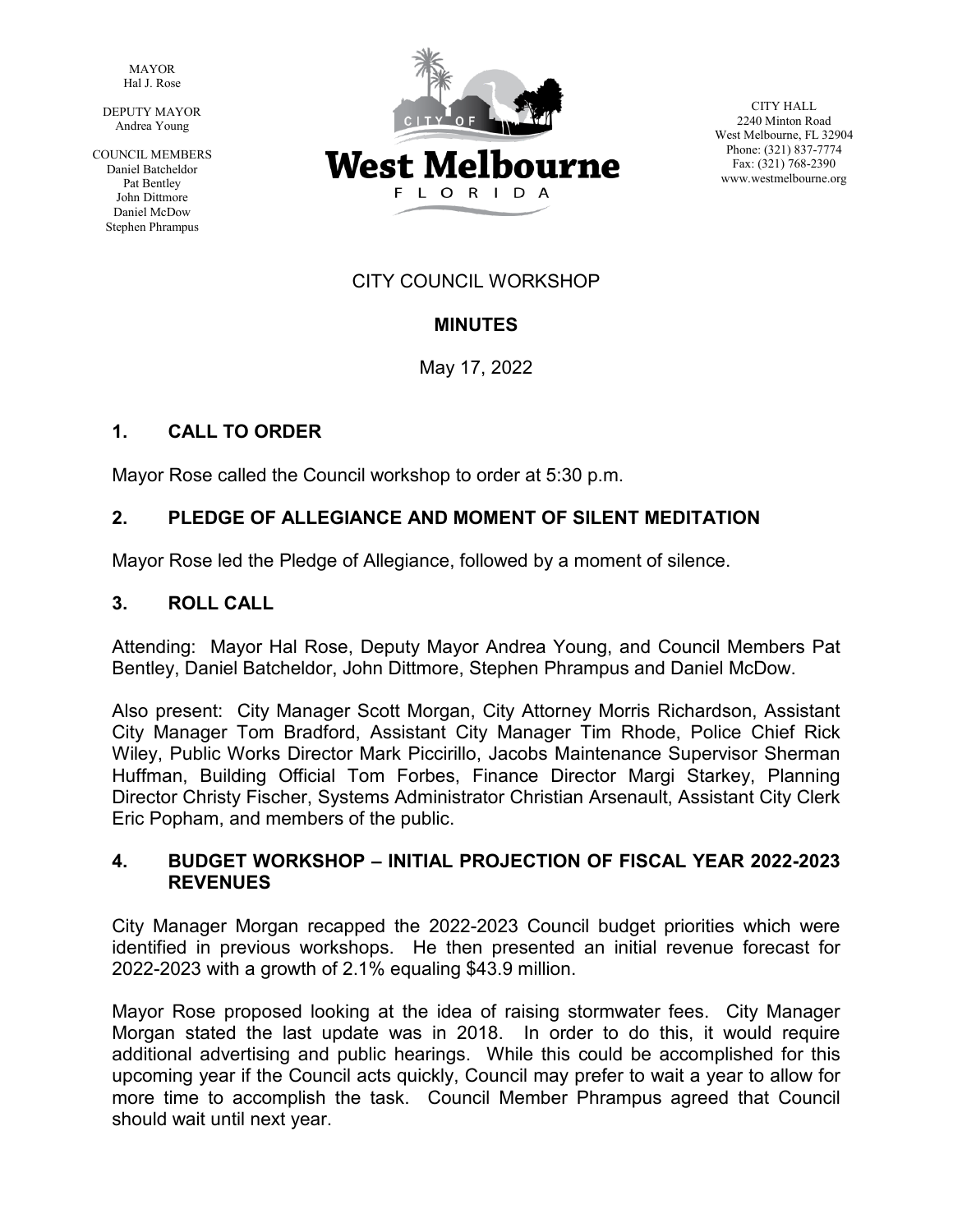MAYOR
Hal J. Rose

DEPUTY MAYOR
Andrea Young

COUNCIL MEMBERS
Daniel Batcheldor
Pat Bentley
John Dittmore
Daniel McDow
Stephen Phrampus

CITY OF **West Melbourne** FLORIDA

CITY HALL
2240 Minton Road
West Melbourne, FL 32904
Phone: (321) 837-7774
Fax: (321) 768-2390
www.westmelbourne.org

CITY COUNCIL WORKSHOP

**MINUTES**

May 17, 2022

## 1. CALL TO ORDER

Mayor Rose called the Council workshop to order at 5:30 p.m.

## 2. PLEDGE OF ALLEGIANCE AND MOMENT OF SILENT MEDITATION

Mayor Rose led the Pledge of Allegiance, followed by a moment of silence.

## 3. ROLL CALL

Attending: Mayor Hal Rose, Deputy Mayor Andrea Young, and Council Members Pat Bentley, Daniel Batcheldor, John Dittmore, Stephen Phrampus and Daniel McDow.

Also present: City Manager Scott Morgan, City Attorney Morris Richardson, Assistant City Manager Tom Bradford, Assistant City Manager Tim Rhode, Police Chief Rick Wiley, Public Works Director Mark Piccirillo, Jacobs Maintenance Supervisor Sherman Huffman, Building Official Tom Forbes, Finance Director Margi Starkey, Planning Director Christy Fischer, Systems Administrator Christian Arsenault, Assistant City Clerk Eric Popham, and members of the public.

## 4. BUDGET WORKSHOP – INITIAL PROJECTION OF FISCAL YEAR 2022-2023 REVENUES

City Manager Morgan recapped the 2022-2023 Council budget priorities which were identified in previous workshops. He then presented an initial revenue forecast for 2022-2023 with a growth of 2.1% equaling $43.9 million.

Mayor Rose proposed looking at the idea of raising stormwater fees. City Manager Morgan stated the last update was in 2018. In order to do this, it would require additional advertising and public hearings. While this could be accomplished for this upcoming year if the Council acts quickly, Council may prefer to wait a year to allow for more time to accomplish the task. Council Member Phrampus agreed that Council should wait until next year.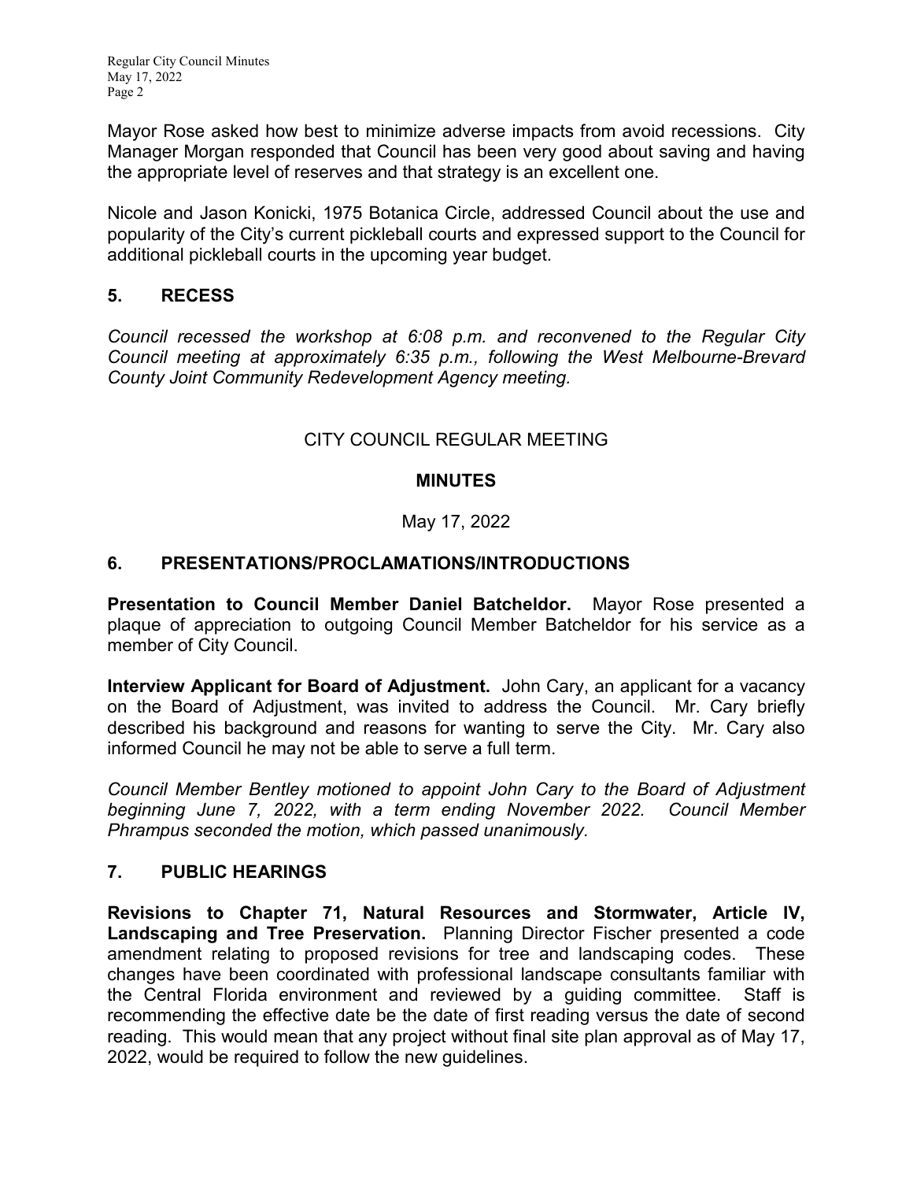Mayor Rose asked how best to minimize adverse impacts from avoid recessions. City Manager Morgan responded that Council has been very good about saving and having the appropriate level of reserves and that strategy is an excellent one.

Nicole and Jason Konicki, 1975 Botanica Circle, addressed Council about the use and popularity of the City's current pickleball courts and expressed support to the Council for additional pickleball courts in the upcoming year budget.

## 5. RECESS

*Council recessed the workshop at 6:08 p.m. and reconvened to the Regular City Council meeting at approximately 6:35 p.m., following the West Melbourne-Brevard County Joint Community Redevelopment Agency meeting.*

CITY COUNCIL REGULAR MEETING

**MINUTES**

May 17, 2022

## 6. PRESENTATIONS/PROCLAMATIONS/INTRODUCTIONS

**Presentation to Council Member Daniel Batcheldor.** Mayor Rose presented a plaque of appreciation to outgoing Council Member Batcheldor for his service as a member of City Council.

**Interview Applicant for Board of Adjustment.** John Cary, an applicant for a vacancy on the Board of Adjustment, was invited to address the Council. Mr. Cary briefly described his background and reasons for wanting to serve the City. Mr. Cary also informed Council he may not be able to serve a full term.

*Council Member Bentley motioned to appoint John Cary to the Board of Adjustment beginning June 7, 2022, with a term ending November 2022. Council Member Phrampus seconded the motion, which passed unanimously.*

## 7. PUBLIC HEARINGS

**Revisions to Chapter 71, Natural Resources and Stormwater, Article IV, Landscaping and Tree Preservation.** Planning Director Fischer presented a code amendment relating to proposed revisions for tree and landscaping codes. These changes have been coordinated with professional landscape consultants familiar with the Central Florida environment and reviewed by a guiding committee. Staff is recommending the effective date be the date of first reading versus the date of second reading. This would mean that any project without final site plan approval as of May 17, 2022, would be required to follow the new guidelines.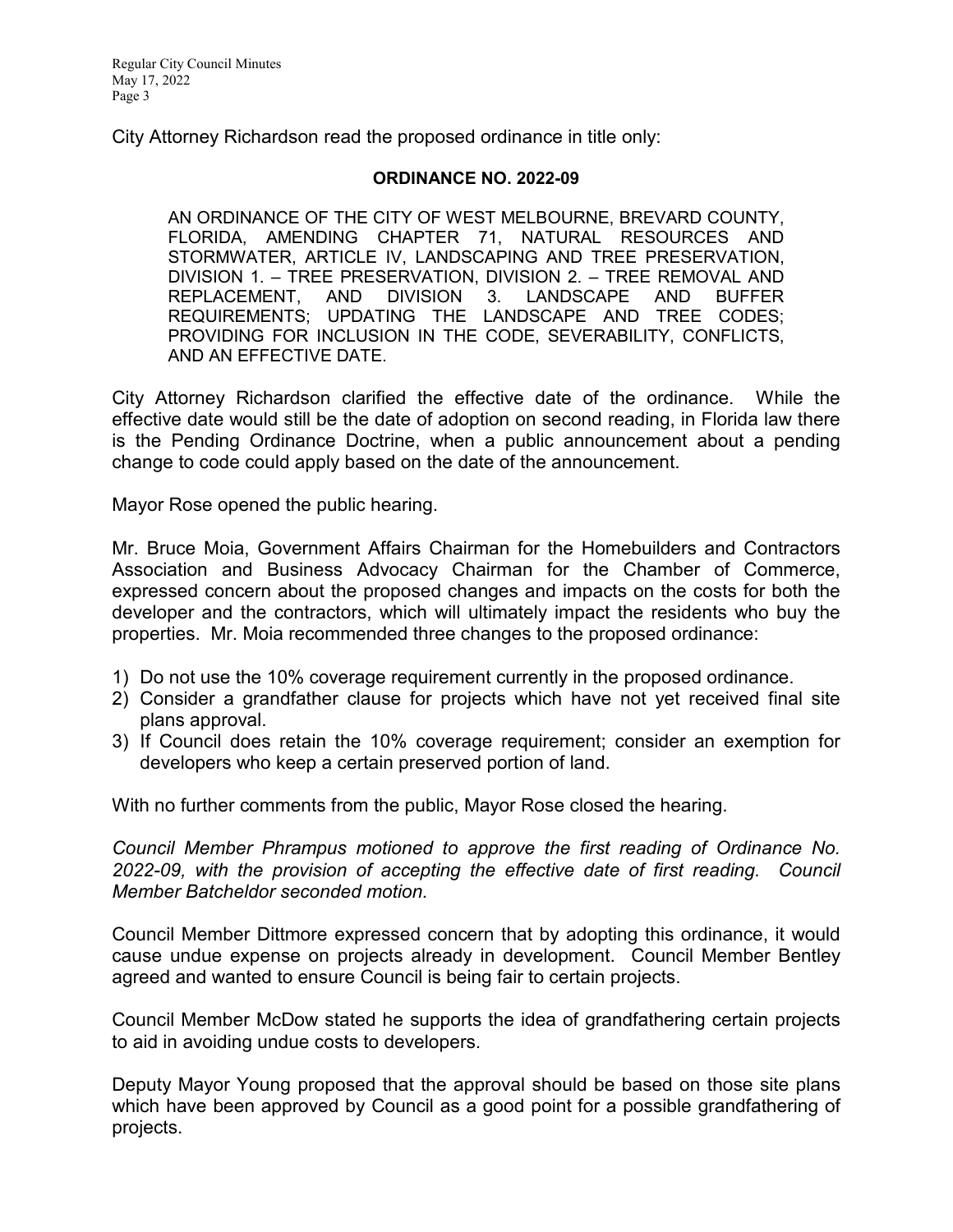City Attorney Richardson read the proposed ordinance in title only:

**ORDINANCE NO. 2022-09**

AN ORDINANCE OF THE CITY OF WEST MELBOURNE, BREVARD COUNTY, FLORIDA, AMENDING CHAPTER 71, NATURAL RESOURCES AND STORMWATER, ARTICLE IV, LANDSCAPING AND TREE PRESERVATION, DIVISION 1. – TREE PRESERVATION, DIVISION 2. – TREE REMOVAL AND REPLACEMENT, AND DIVISION 3. LANDSCAPE AND BUFFER REQUIREMENTS; UPDATING THE LANDSCAPE AND TREE CODES; PROVIDING FOR INCLUSION IN THE CODE, SEVERABILITY, CONFLICTS, AND AN EFFECTIVE DATE.

City Attorney Richardson clarified the effective date of the ordinance. While the effective date would still be the date of adoption on second reading, in Florida law there is the Pending Ordinance Doctrine, when a public announcement about a pending change to code could apply based on the date of the announcement.

Mayor Rose opened the public hearing.

Mr. Bruce Moia, Government Affairs Chairman for the Homebuilders and Contractors Association and Business Advocacy Chairman for the Chamber of Commerce, expressed concern about the proposed changes and impacts on the costs for both the developer and the contractors, which will ultimately impact the residents who buy the properties. Mr. Moia recommended three changes to the proposed ordinance:

1) Do not use the 10% coverage requirement currently in the proposed ordinance.
2) Consider a grandfather clause for projects which have not yet received final site plans approval.
3) If Council does retain the 10% coverage requirement; consider an exemption for developers who keep a certain preserved portion of land.

With no further comments from the public, Mayor Rose closed the hearing.

*Council Member Phrampus motioned to approve the first reading of Ordinance No. 2022-09, with the provision of accepting the effective date of first reading. Council Member Batcheldor seconded motion.*

Council Member Dittmore expressed concern that by adopting this ordinance, it would cause undue expense on projects already in development. Council Member Bentley agreed and wanted to ensure Council is being fair to certain projects.

Council Member McDow stated he supports the idea of grandfathering certain projects to aid in avoiding undue costs to developers.

Deputy Mayor Young proposed that the approval should be based on those site plans which have been approved by Council as a good point for a possible grandfathering of projects.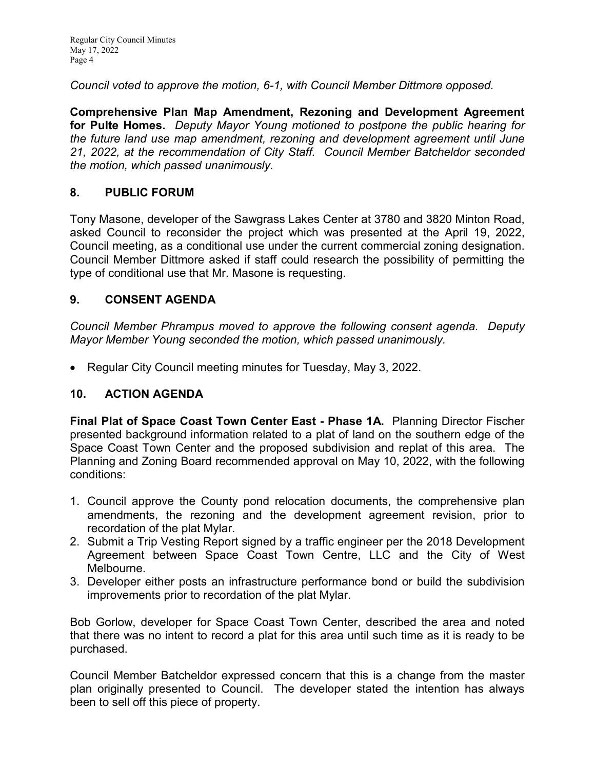*Council voted to approve the motion, 6-1, with Council Member Dittmore opposed.*

**Comprehensive Plan Map Amendment, Rezoning and Development Agreement for Pulte Homes.** *Deputy Mayor Young motioned to postpone the public hearing for the future land use map amendment, rezoning and development agreement until June 21, 2022, at the recommendation of City Staff. Council Member Batcheldor seconded the motion, which passed unanimously.*

## 8. PUBLIC FORUM

Tony Masone, developer of the Sawgrass Lakes Center at 3780 and 3820 Minton Road, asked Council to reconsider the project which was presented at the April 19, 2022, Council meeting, as a conditional use under the current commercial zoning designation. Council Member Dittmore asked if staff could research the possibility of permitting the type of conditional use that Mr. Masone is requesting.

## 9. CONSENT AGENDA

*Council Member Phrampus moved to approve the following consent agenda. Deputy Mayor Member Young seconded the motion, which passed unanimously.*

- Regular City Council meeting minutes for Tuesday, May 3, 2022.

## 10. ACTION AGENDA

**Final Plat of Space Coast Town Center East - Phase 1A.** Planning Director Fischer presented background information related to a plat of land on the southern edge of the Space Coast Town Center and the proposed subdivision and replat of this area. The Planning and Zoning Board recommended approval on May 10, 2022, with the following conditions:

1. Council approve the County pond relocation documents, the comprehensive plan amendments, the rezoning and the development agreement revision, prior to recordation of the plat Mylar.
2. Submit a Trip Vesting Report signed by a traffic engineer per the 2018 Development Agreement between Space Coast Town Centre, LLC and the City of West Melbourne.
3. Developer either posts an infrastructure performance bond or build the subdivision improvements prior to recordation of the plat Mylar.

Bob Gorlow, developer for Space Coast Town Center, described the area and noted that there was no intent to record a plat for this area until such time as it is ready to be purchased.

Council Member Batcheldor expressed concern that this is a change from the master plan originally presented to Council. The developer stated the intention has always been to sell off this piece of property.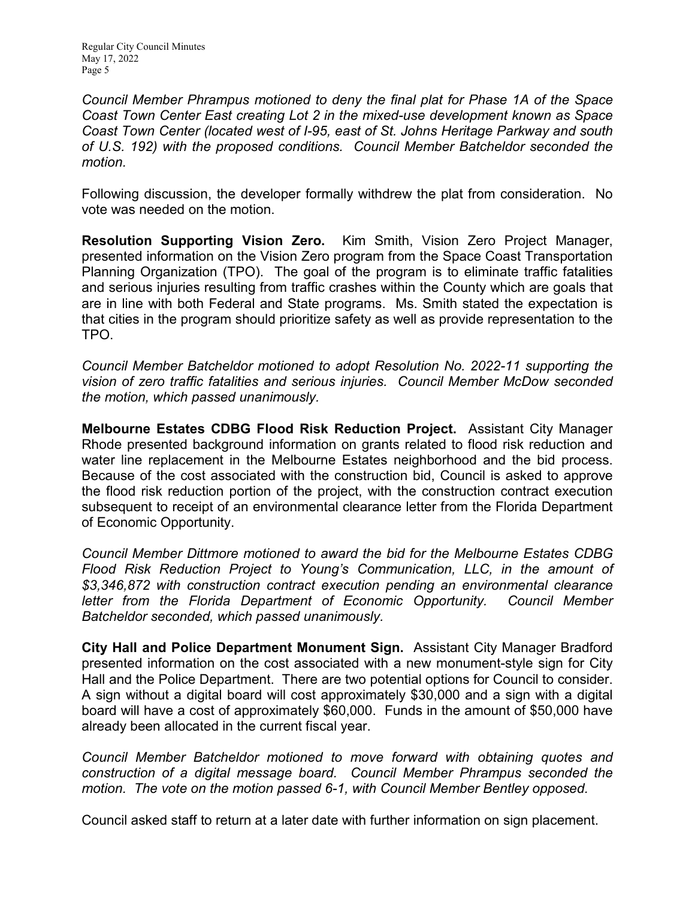*Council Member Phrampus motioned to deny the final plat for Phase 1A of the Space Coast Town Center East creating Lot 2 in the mixed-use development known as Space Coast Town Center (located west of I-95, east of St. Johns Heritage Parkway and south of U.S. 192) with the proposed conditions. Council Member Batcheldor seconded the motion.*

Following discussion, the developer formally withdrew the plat from consideration. No vote was needed on the motion.

**Resolution Supporting Vision Zero.** Kim Smith, Vision Zero Project Manager, presented information on the Vision Zero program from the Space Coast Transportation Planning Organization (TPO). The goal of the program is to eliminate traffic fatalities and serious injuries resulting from traffic crashes within the County which are goals that are in line with both Federal and State programs. Ms. Smith stated the expectation is that cities in the program should prioritize safety as well as provide representation to the TPO.

*Council Member Batcheldor motioned to adopt Resolution No. 2022-11 supporting the vision of zero traffic fatalities and serious injuries. Council Member McDow seconded the motion, which passed unanimously.*

**Melbourne Estates CDBG Flood Risk Reduction Project.** Assistant City Manager Rhode presented background information on grants related to flood risk reduction and water line replacement in the Melbourne Estates neighborhood and the bid process. Because of the cost associated with the construction bid, Council is asked to approve the flood risk reduction portion of the project, with the construction contract execution subsequent to receipt of an environmental clearance letter from the Florida Department of Economic Opportunity.

*Council Member Dittmore motioned to award the bid for the Melbourne Estates CDBG Flood Risk Reduction Project to Young's Communication, LLC, in the amount of $3,346,872 with construction contract execution pending an environmental clearance letter from the Florida Department of Economic Opportunity. Council Member Batcheldor seconded, which passed unanimously.*

**City Hall and Police Department Monument Sign.** Assistant City Manager Bradford presented information on the cost associated with a new monument-style sign for City Hall and the Police Department. There are two potential options for Council to consider. A sign without a digital board will cost approximately $30,000 and a sign with a digital board will have a cost of approximately $60,000. Funds in the amount of $50,000 have already been allocated in the current fiscal year.

*Council Member Batcheldor motioned to move forward with obtaining quotes and construction of a digital message board. Council Member Phrampus seconded the motion. The vote on the motion passed 6-1, with Council Member Bentley opposed.*

Council asked staff to return at a later date with further information on sign placement.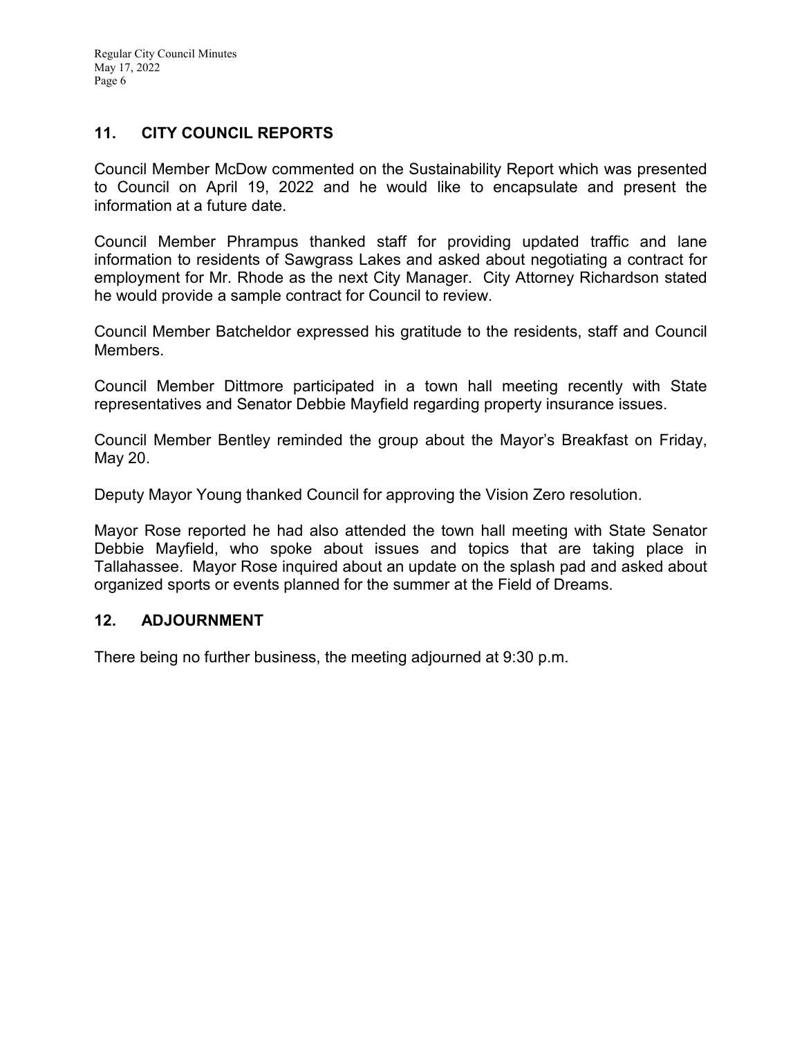## 11. CITY COUNCIL REPORTS

Council Member McDow commented on the Sustainability Report which was presented to Council on April 19, 2022 and he would like to encapsulate and present the information at a future date.

Council Member Phrampus thanked staff for providing updated traffic and lane information to residents of Sawgrass Lakes and asked about negotiating a contract for employment for Mr. Rhode as the next City Manager. City Attorney Richardson stated he would provide a sample contract for Council to review.

Council Member Batcheldor expressed his gratitude to the residents, staff and Council Members.

Council Member Dittmore participated in a town hall meeting recently with State representatives and Senator Debbie Mayfield regarding property insurance issues.

Council Member Bentley reminded the group about the Mayor's Breakfast on Friday, May 20.

Deputy Mayor Young thanked Council for approving the Vision Zero resolution.

Mayor Rose reported he had also attended the town hall meeting with State Senator Debbie Mayfield, who spoke about issues and topics that are taking place in Tallahassee. Mayor Rose inquired about an update on the splash pad and asked about organized sports or events planned for the summer at the Field of Dreams.

## 12. ADJOURNMENT

There being no further business, the meeting adjourned at 9:30 p.m.